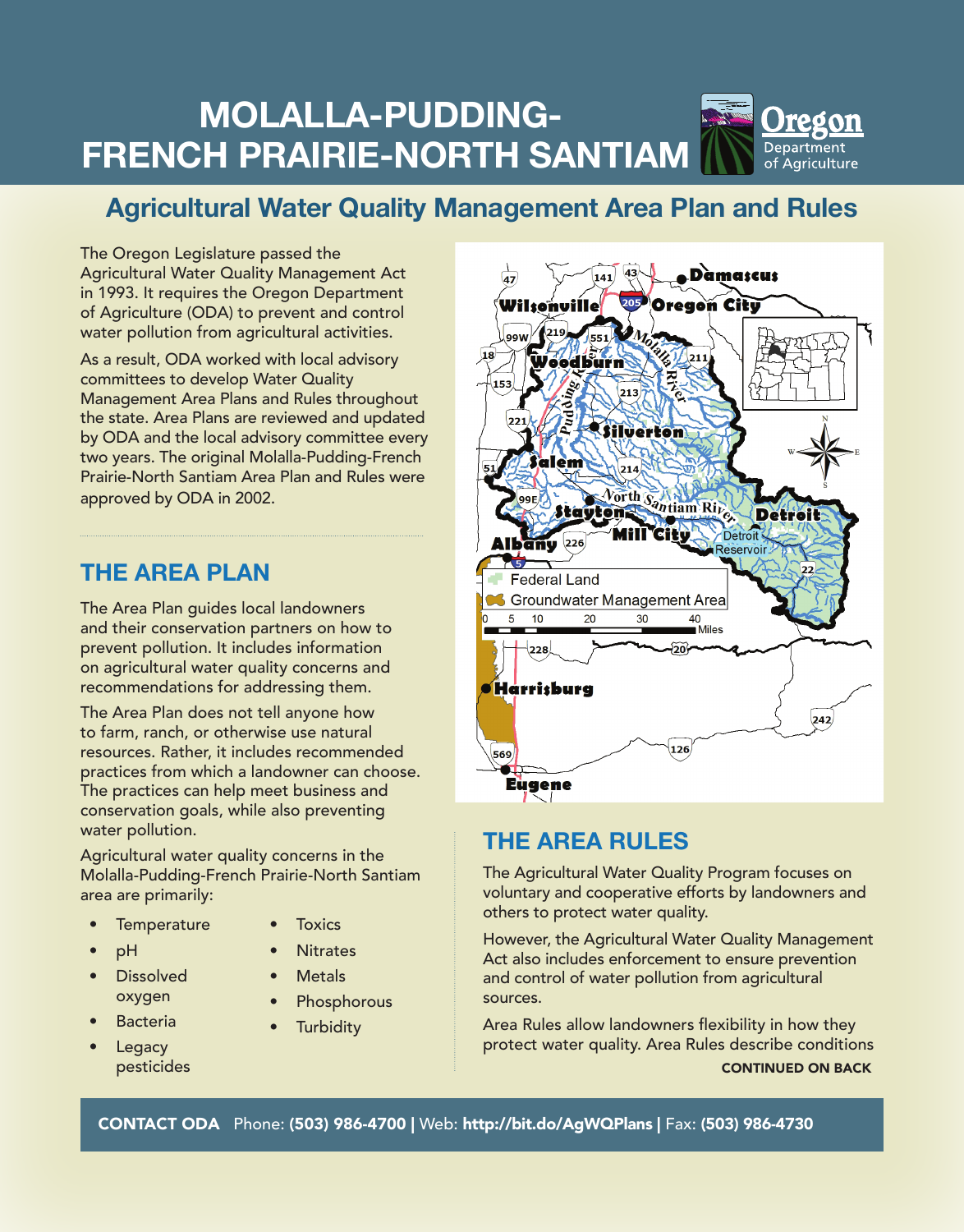# MOLALLA-PUDDING-FRENCH PRAIRIE-NORTH SANTIAM

Oregon Department of Agriculture

## Agricultural Water Quality Management Area Plan and Rules

The Oregon Legislature passed the Agricultural Water Quality Management Act in 1993. It requires the Oregon Department of Agriculture (ODA) to prevent and control water pollution from agricultural activities.

As a result, ODA worked with local advisory committees to develop Water Quality Management Area Plans and Rules throughout the state. Area Plans are reviewed and updated by ODA and the local advisory committee every two years. The original Molalla-Pudding-French Prairie-North Santiam Area Plan and Rules were approved by ODA in 2002.

## THE AREA PLAN

The Area Plan guides local landowners and their conservation partners on how to prevent pollution. It includes information on agricultural water quality concerns and recommendations for addressing them.

The Area Plan does not tell anyone how to farm, ranch, or otherwise use natural resources. Rather, it includes recommended practices from which a landowner can choose. The practices can help meet business and conservation goals, while also preventing water pollution.

Agricultural water quality concerns in the Molalla-Pudding-French Prairie-North Santiam area are primarily:

- Temperature
- pH
- Dissolved oxygen
- Bacteria
- Legacy pesticides
- Toxics
- Nitrates
- Metals
- Phosphorous
- Turbidity

## THE AREA RULES

The Agricultural Water Quality Program focuses on voluntary and cooperative efforts by landowners and others to protect water quality.

However, the Agricultural Water Quality Management Act also includes enforcement to ensure prevention and control of water pollution from agricultural sources.

Area Rules allow landowners flexibility in how they protect water quality. Area Rules describe conditions

**CONTINUED ON BACK**

**CONTACT ODA** Phone: **(503) 986-4700** | Web: **http://bit.do/AgWQPlans** | Fax: **(503) 986-4730**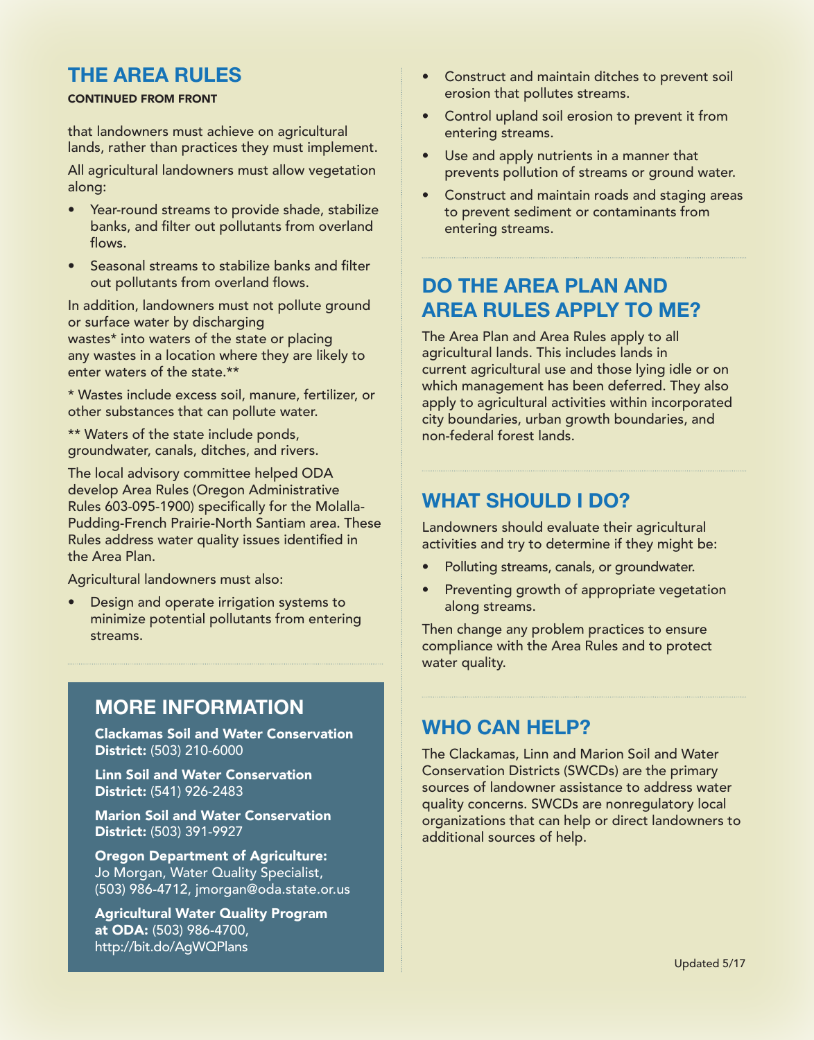## THE AREA RULES

**CONTINUED FROM FRONT**

that landowners must achieve on agricultural lands, rather than practices they must implement.

All agricultural landowners must allow vegetation along:

- Year-round streams to provide shade, stabilize banks, and filter out pollutants from overland flows.
- Seasonal streams to stabilize banks and filter out pollutants from overland flows.

In addition, landowners must not pollute ground or surface water by discharging wastes* into waters of the state or placing any wastes in a location where they are likely to enter waters of the state.**

* Wastes include excess soil, manure, fertilizer, or other substances that can pollute water.

** Waters of the state include ponds, groundwater, canals, ditches, and rivers.

The local advisory committee helped ODA develop Area Rules (Oregon Administrative Rules 603-095-1900) specifically for the Molalla-Pudding-French Prairie-North Santiam area. These Rules address water quality issues identified in the Area Plan.

Agricultural landowners must also:

- Design and operate irrigation systems to minimize potential pollutants from entering streams.
- Construct and maintain ditches to prevent soil erosion that pollutes streams.
- Control upland soil erosion to prevent it from entering streams.
- Use and apply nutrients in a manner that prevents pollution of streams or ground water.
- Construct and maintain roads and staging areas to prevent sediment or contaminants from entering streams.

## DO THE AREA PLAN AND AREA RULES APPLY TO ME?

The Area Plan and Area Rules apply to all agricultural lands. This includes lands in current agricultural use and those lying idle or on which management has been deferred. They also apply to agricultural activities within incorporated city boundaries, urban growth boundaries, and non-federal forest lands.

## WHAT SHOULD I DO?

Landowners should evaluate their agricultural activities and try to determine if they might be:

- Polluting streams, canals, or groundwater.
- Preventing growth of appropriate vegetation along streams.

Then change any problem practices to ensure compliance with the Area Rules and to protect water quality.

## WHO CAN HELP?

The Clackamas, Linn and Marion Soil and Water Conservation Districts (SWCDs) are the primary sources of landowner assistance to address water quality concerns. SWCDs are nonregulatory local organizations that can help or direct landowners to additional sources of help.

## MORE INFORMATION

**Clackamas Soil and Water Conservation District:** (503) 210-6000

**Linn Soil and Water Conservation District:** (541) 926-2483

**Marion Soil and Water Conservation District:** (503) 391-9927

**Oregon Department of Agriculture:** Jo Morgan, Water Quality Specialist, (503) 986-4712, jmorgan@oda.state.or.us

**Agricultural Water Quality Program at ODA:** (503) 986-4700, http://bit.do/AgWQPlans

Updated 5/17